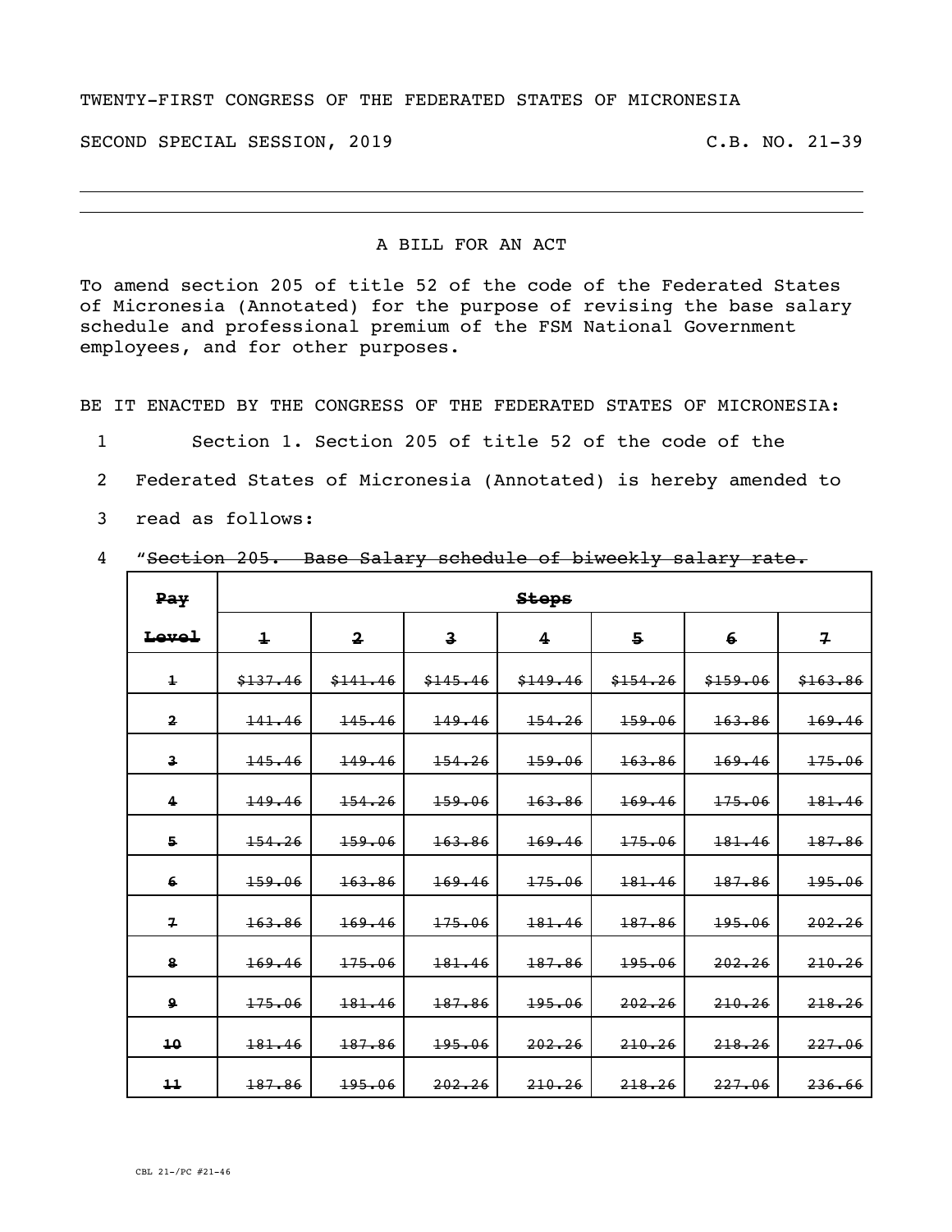TWENTY-FIRST CONGRESS OF THE FEDERATED STATES OF MICRONESIA

SECOND SPECIAL SESSION, 2019 C.B. NO. 21-39

---

A BILL FOR AN ACT

To amend section 205 of title 52 of the code of the Federated States of Micronesia (Annotated) for the purpose of revising the base salary schedule and professional premium of the FSM National Government employees, and for other purposes.

BE IT ENACTED BY THE CONGRESS OF THE FEDERATED STATES OF MICRONESIA:

1 Section 1. Section 205 of title 52 of the code of the
2 Federated States of Micronesia (Annotated) is hereby amended to
3 read as follows:
4 "~~Section 205. Base Salary schedule of biweekly salary rate.~~

| ~~Pay Level~~ | ~~Steps~~ | | | | | | |
|---|---|---|---|---|---|---|---|
| | ~~1~~ | ~~2~~ | ~~3~~ | ~~4~~ | ~~5~~ | ~~6~~ | ~~7~~ |
| ~~1~~ | ~~$137.46~~ | ~~$141.46~~ | ~~$145.46~~ | ~~$149.46~~ | ~~$154.26~~ | ~~$159.06~~ | ~~$163.86~~ |
| ~~2~~ | ~~141.46~~ | ~~145.46~~ | ~~149.46~~ | ~~154.26~~ | ~~159.06~~ | ~~163.86~~ | ~~169.46~~ |
| ~~3~~ | ~~145.46~~ | ~~149.46~~ | ~~154.26~~ | ~~159.06~~ | ~~163.86~~ | ~~169.46~~ | ~~175.06~~ |
| ~~4~~ | ~~149.46~~ | ~~154.26~~ | ~~159.06~~ | ~~163.86~~ | ~~169.46~~ | ~~175.06~~ | ~~181.46~~ |
| ~~5~~ | ~~154.26~~ | ~~159.06~~ | ~~163.86~~ | ~~169.46~~ | ~~175.06~~ | ~~181.46~~ | ~~187.86~~ |
| ~~6~~ | ~~159.06~~ | ~~163.86~~ | ~~169.46~~ | ~~175.06~~ | ~~181.46~~ | ~~187.86~~ | ~~195.06~~ |
| ~~7~~ | ~~163.86~~ | ~~169.46~~ | ~~175.06~~ | ~~181.46~~ | ~~187.86~~ | ~~195.06~~ | ~~202.26~~ |
| ~~8~~ | ~~169.46~~ | ~~175.06~~ | ~~181.46~~ | ~~187.86~~ | ~~195.06~~ | ~~202.26~~ | ~~210.26~~ |
| ~~9~~ | ~~175.06~~ | ~~181.46~~ | ~~187.86~~ | ~~195.06~~ | ~~202.26~~ | ~~210.26~~ | ~~218.26~~ |
| ~~10~~ | ~~181.46~~ | ~~187.86~~ | ~~195.06~~ | ~~202.26~~ | ~~210.26~~ | ~~218.26~~ | ~~227.06~~ |
| ~~11~~ | ~~187.86~~ | ~~195.06~~ | ~~202.26~~ | ~~210.26~~ | ~~218.26~~ | ~~227.06~~ | ~~236.66~~ |

CBL 21-/PC #21-46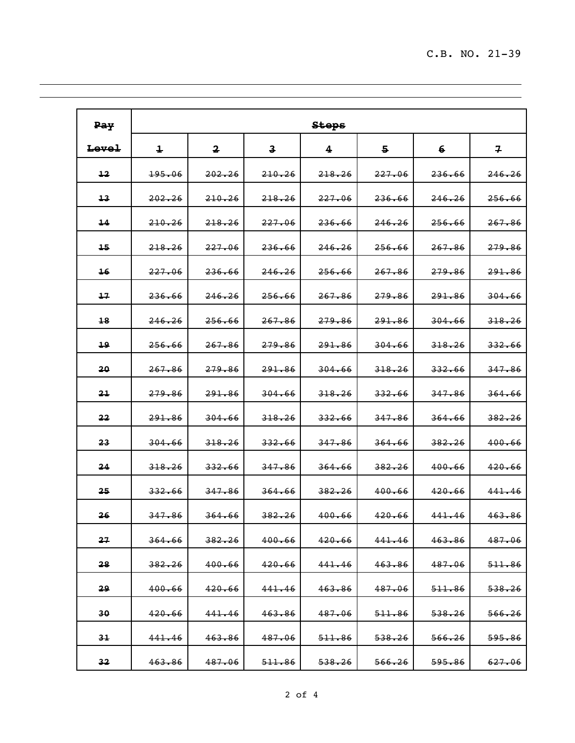| ~~Pay Level~~ | ~~Steps~~ | | | | | | |
|---|---|---|---|---|---|---|---|
| | ~~1~~ | ~~2~~ | ~~3~~ | ~~4~~ | ~~5~~ | ~~6~~ | ~~7~~ |
| ~~12~~ | ~~195.06~~ | ~~202.26~~ | ~~210.26~~ | ~~218.26~~ | ~~227.06~~ | ~~236.66~~ | ~~246.26~~ |
| ~~13~~ | ~~202.26~~ | ~~210.26~~ | ~~218.26~~ | ~~227.06~~ | ~~236.66~~ | ~~246.26~~ | ~~256.66~~ |
| ~~14~~ | ~~210.26~~ | ~~218.26~~ | ~~227.06~~ | ~~236.66~~ | ~~246.26~~ | ~~256.66~~ | ~~267.86~~ |
| ~~15~~ | ~~218.26~~ | ~~227.06~~ | ~~236.66~~ | ~~246.26~~ | ~~256.66~~ | ~~267.86~~ | ~~279.86~~ |
| ~~16~~ | ~~227.06~~ | ~~236.66~~ | ~~246.26~~ | ~~256.66~~ | ~~267.86~~ | ~~279.86~~ | ~~291.86~~ |
| ~~17~~ | ~~236.66~~ | ~~246.26~~ | ~~256.66~~ | ~~267.86~~ | ~~279.86~~ | ~~291.86~~ | ~~304.66~~ |
| ~~18~~ | ~~246.26~~ | ~~256.66~~ | ~~267.86~~ | ~~279.86~~ | ~~291.86~~ | ~~304.66~~ | ~~318.26~~ |
| ~~19~~ | ~~256.66~~ | ~~267.86~~ | ~~279.86~~ | ~~291.86~~ | ~~304.66~~ | ~~318.26~~ | ~~332.66~~ |
| ~~20~~ | ~~267.86~~ | ~~279.86~~ | ~~291.86~~ | ~~304.66~~ | ~~318.26~~ | ~~332.66~~ | ~~347.86~~ |
| ~~21~~ | ~~279.86~~ | ~~291.86~~ | ~~304.66~~ | ~~318.26~~ | ~~332.66~~ | ~~347.86~~ | ~~364.66~~ |
| ~~22~~ | ~~291.86~~ | ~~304.66~~ | ~~318.26~~ | ~~332.66~~ | ~~347.86~~ | ~~364.66~~ | ~~382.26~~ |
| ~~23~~ | ~~304.66~~ | ~~318.26~~ | ~~332.66~~ | ~~347.86~~ | ~~364.66~~ | ~~382.26~~ | ~~400.66~~ |
| ~~24~~ | ~~318.26~~ | ~~332.66~~ | ~~347.86~~ | ~~364.66~~ | ~~382.26~~ | ~~400.66~~ | ~~420.66~~ |
| ~~25~~ | ~~332.66~~ | ~~347.86~~ | ~~364.66~~ | ~~382.26~~ | ~~400.66~~ | ~~420.66~~ | ~~441.46~~ |
| ~~26~~ | ~~347.86~~ | ~~364.66~~ | ~~382.26~~ | ~~400.66~~ | ~~420.66~~ | ~~441.46~~ | ~~463.86~~ |
| ~~27~~ | ~~364.66~~ | ~~382.26~~ | ~~400.66~~ | ~~420.66~~ | ~~441.46~~ | ~~463.86~~ | ~~487.06~~ |
| ~~28~~ | ~~382.26~~ | ~~400.66~~ | ~~420.66~~ | ~~441.46~~ | ~~463.86~~ | ~~487.06~~ | ~~511.86~~ |
| ~~29~~ | ~~400.66~~ | ~~420.66~~ | ~~441.46~~ | ~~463.86~~ | ~~487.06~~ | ~~511.86~~ | ~~538.26~~ |
| ~~30~~ | ~~420.66~~ | ~~441.46~~ | ~~463.86~~ | ~~487.06~~ | ~~511.86~~ | ~~538.26~~ | ~~566.26~~ |
| ~~31~~ | ~~441.46~~ | ~~463.86~~ | ~~487.06~~ | ~~511.86~~ | ~~538.26~~ | ~~566.26~~ | ~~595.86~~ |
| ~~32~~ | ~~463.86~~ | ~~487.06~~ | ~~511.86~~ | ~~538.26~~ | ~~566.26~~ | ~~595.86~~ | ~~627.06~~ |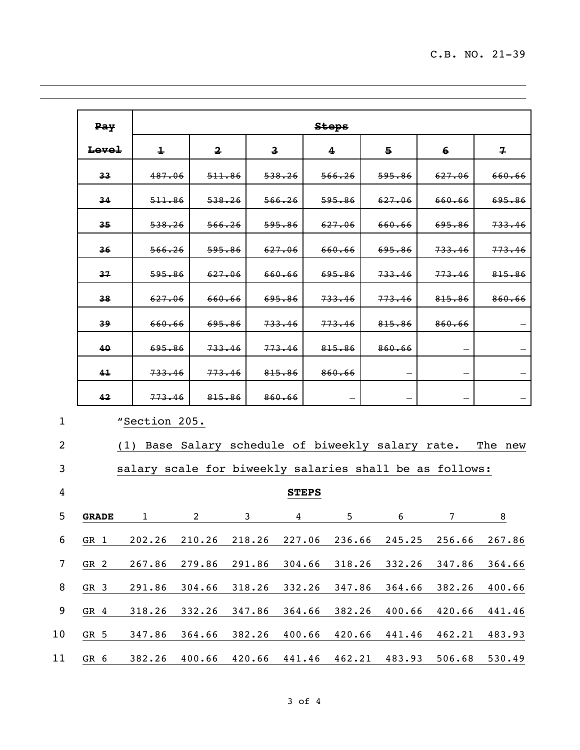| ~~Pay Level~~ | ~~Steps~~ | | | | | | |
|---|---|---|---|---|---|---|---|
| | ~~1~~ | ~~2~~ | ~~3~~ | ~~4~~ | ~~5~~ | ~~6~~ | ~~7~~ |
| ~~33~~ | ~~487.06~~ | ~~511.86~~ | ~~538.26~~ | ~~566.26~~ | ~~595.86~~ | ~~627.06~~ | ~~660.66~~ |
| ~~34~~ | ~~511.86~~ | ~~538.26~~ | ~~566.26~~ | ~~595.86~~ | ~~627.06~~ | ~~660.66~~ | ~~695.86~~ |
| ~~35~~ | ~~538.26~~ | ~~566.26~~ | ~~595.86~~ | ~~627.06~~ | ~~660.66~~ | ~~695.86~~ | ~~733.46~~ |
| ~~36~~ | ~~566.26~~ | ~~595.86~~ | ~~627.06~~ | ~~660.66~~ | ~~695.86~~ | ~~733.46~~ | ~~773.46~~ |
| ~~37~~ | ~~595.86~~ | ~~627.06~~ | ~~660.66~~ | ~~695.86~~ | ~~733.46~~ | ~~773.46~~ | ~~815.86~~ |
| ~~38~~ | ~~627.06~~ | ~~660.66~~ | ~~695.86~~ | ~~733.46~~ | ~~773.46~~ | ~~815.86~~ | ~~860.66~~ |
| ~~39~~ | ~~660.66~~ | ~~695.86~~ | ~~733.46~~ | ~~773.46~~ | ~~815.86~~ | ~~860.66~~ | – |
| ~~40~~ | ~~695.86~~ | ~~733.46~~ | ~~773.46~~ | ~~815.86~~ | ~~860.66~~ | – | – |
| ~~41~~ | ~~733.46~~ | ~~773.46~~ | ~~815.86~~ | ~~860.66~~ | – | – | – |
| ~~42~~ | ~~773.46~~ | ~~815.86~~ | ~~860.66~~ | – | – | – | – |

1 "Section 205.

2 (1) Base Salary schedule of biweekly salary rate. The new

3 salary scale for biweekly salaries shall be as follows:

4 **STEPS**

| **GRADE** | 1 | 2 | 3 | 4 | 5 | 6 | 7 | 8 |
|---|---|---|---|---|---|---|---|---|
| GR 1 | 202.26 | 210.26 | 218.26 | 227.06 | 236.66 | 245.25 | 256.66 | 267.86 |
| GR 2 | 267.86 | 279.86 | 291.86 | 304.66 | 318.26 | 332.26 | 347.86 | 364.66 |
| GR 3 | 291.86 | 304.66 | 318.26 | 332.26 | 347.86 | 364.66 | 382.26 | 400.66 |
| GR 4 | 318.26 | 332.26 | 347.86 | 364.66 | 382.26 | 400.66 | 420.66 | 441.46 |
| GR 5 | 347.86 | 364.66 | 382.26 | 400.66 | 420.66 | 441.46 | 462.21 | 483.93 |
| GR 6 | 382.26 | 400.66 | 420.66 | 441.46 | 462.21 | 483.93 | 506.68 | 530.49 |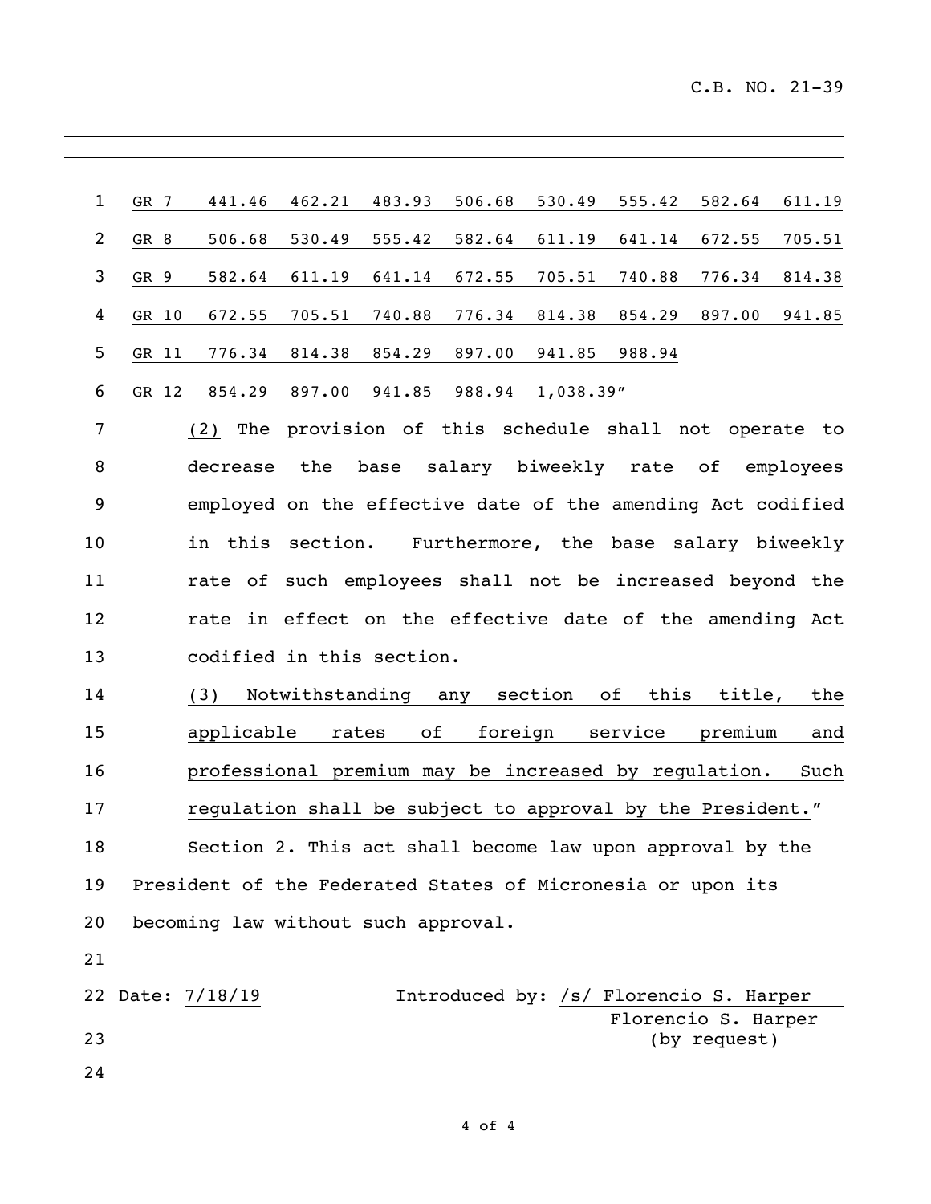C.B. NO. 21-39

| | | | | | | | | |
|---|---|---|---|---|---|---|---|---|
| GR 7 | 441.46 | 462.21 | 483.93 | 506.68 | 530.49 | 555.42 | 582.64 | 611.19 |
| GR 8 | 506.68 | 530.49 | 555.42 | 582.64 | 611.19 | 641.14 | 672.55 | 705.51 |
| GR 9 | 582.64 | 611.19 | 641.14 | 672.55 | 705.51 | 740.88 | 776.34 | 814.38 |
| GR 10 | 672.55 | 705.51 | 740.88 | 776.34 | 814.38 | 854.29 | 897.00 | 941.85 |
| GR 11 | 776.34 | 814.38 | 854.29 | 897.00 | 941.85 | 988.94 | | |
| GR 12 | 854.29 | 897.00 | 941.85 | 988.94 | 1,038.39" | | | |

(2) The provision of this schedule shall not operate to decrease the base salary biweekly rate of employees employed on the effective date of the amending Act codified in this section. Furthermore, the base salary biweekly rate of such employees shall not be increased beyond the rate in effect on the effective date of the amending Act codified in this section.

(3) Notwithstanding any section of this title, the applicable rates of foreign service premium and professional premium may be increased by regulation. Such regulation shall be subject to approval by the President."

Section 2. This act shall become law upon approval by the President of the Federated States of Micronesia or upon its becoming law without such approval.

Date: 7/18/19

Introduced by: /s/ Florencio S. Harper
Florencio S. Harper
(by request)